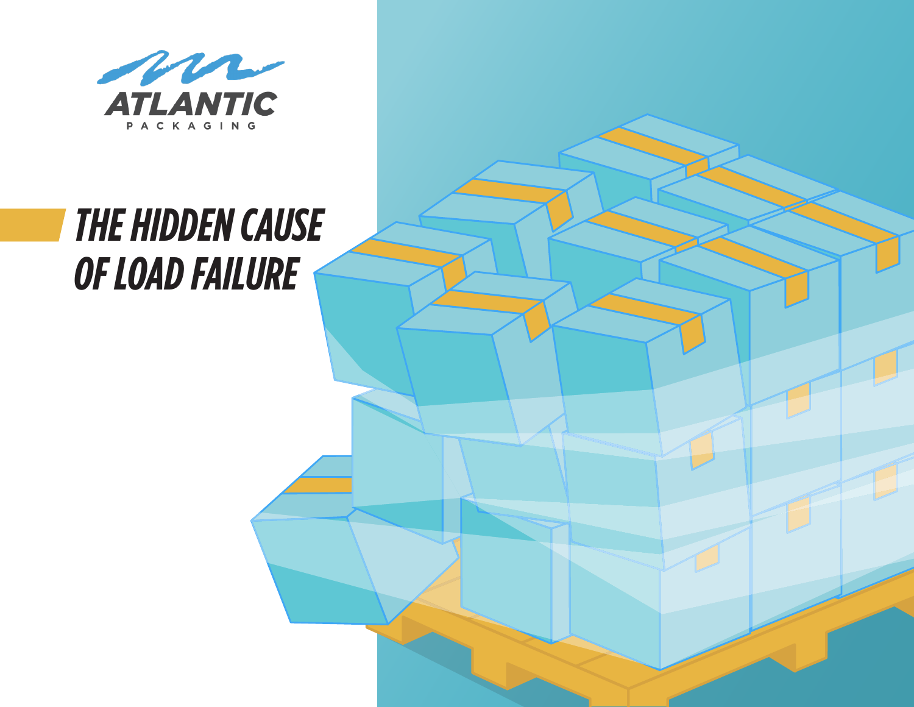ATLANTIC

PACKAGING

# THE HIDDEN CAUSE OF LOAD FAILURE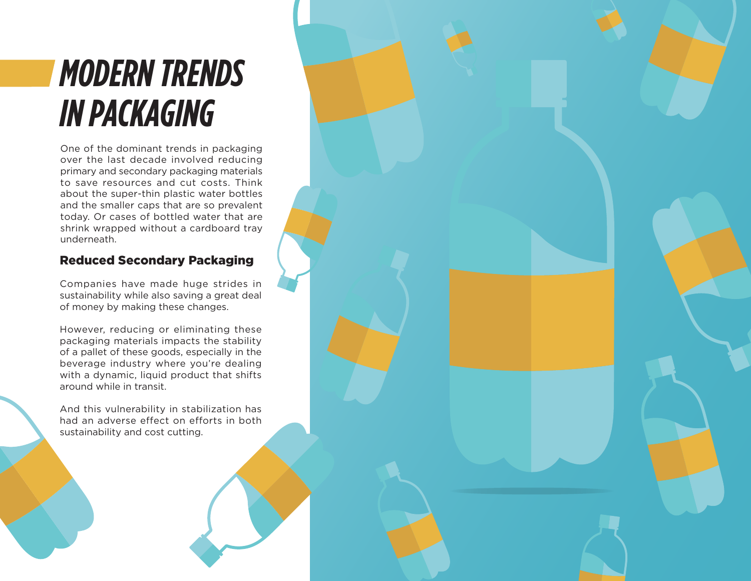# MODERN TRENDS IN PACKAGING

One of the dominant trends in packaging over the last decade involved reducing primary and secondary packaging materials to save resources and cut costs. Think about the super-thin plastic water bottles and the smaller caps that are so prevalent today. Or cases of bottled water that are shrink wrapped without a cardboard tray underneath.

## Reduced Secondary Packaging

Companies have made huge strides in sustainability while also saving a great deal of money by making these changes.

However, reducing or eliminating these packaging materials impacts the stability of a pallet of these goods, especially in the beverage industry where you're dealing with a dynamic, liquid product that shifts around while in transit.

And this vulnerability in stabilization has had an adverse effect on efforts in both sustainability and cost cutting.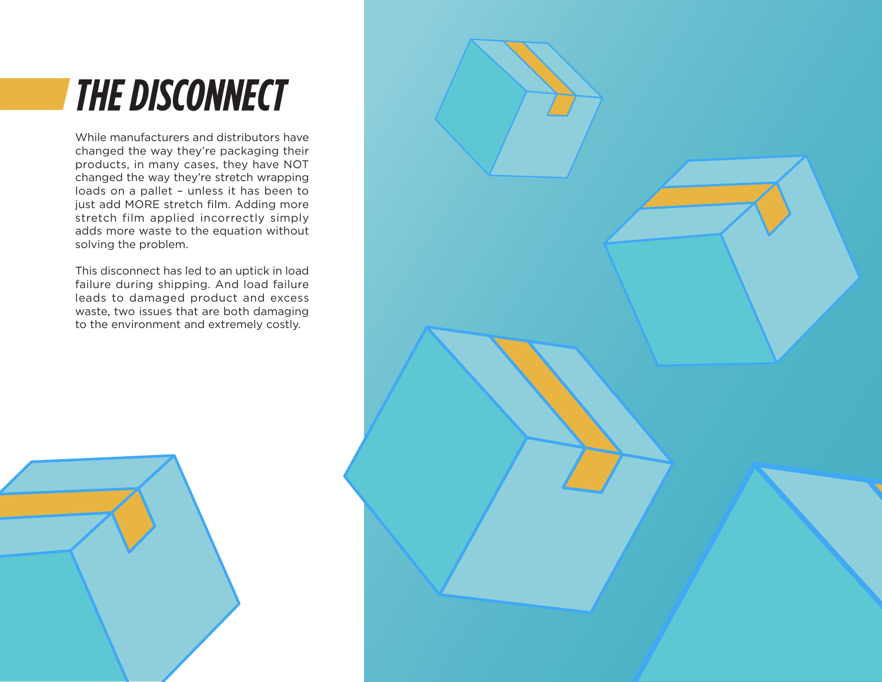# THE DISCONNECT

While manufacturers and distributors have changed the way they're packaging their products, in many cases, they have NOT changed the way they're stretch wrapping loads on a pallet – unless it has been to just add MORE stretch film. Adding more stretch film applied incorrectly simply adds more waste to the equation without solving the problem.

This disconnect has led to an uptick in load failure during shipping. And load failure leads to damaged product and excess waste, two issues that are both damaging to the environment and extremely costly.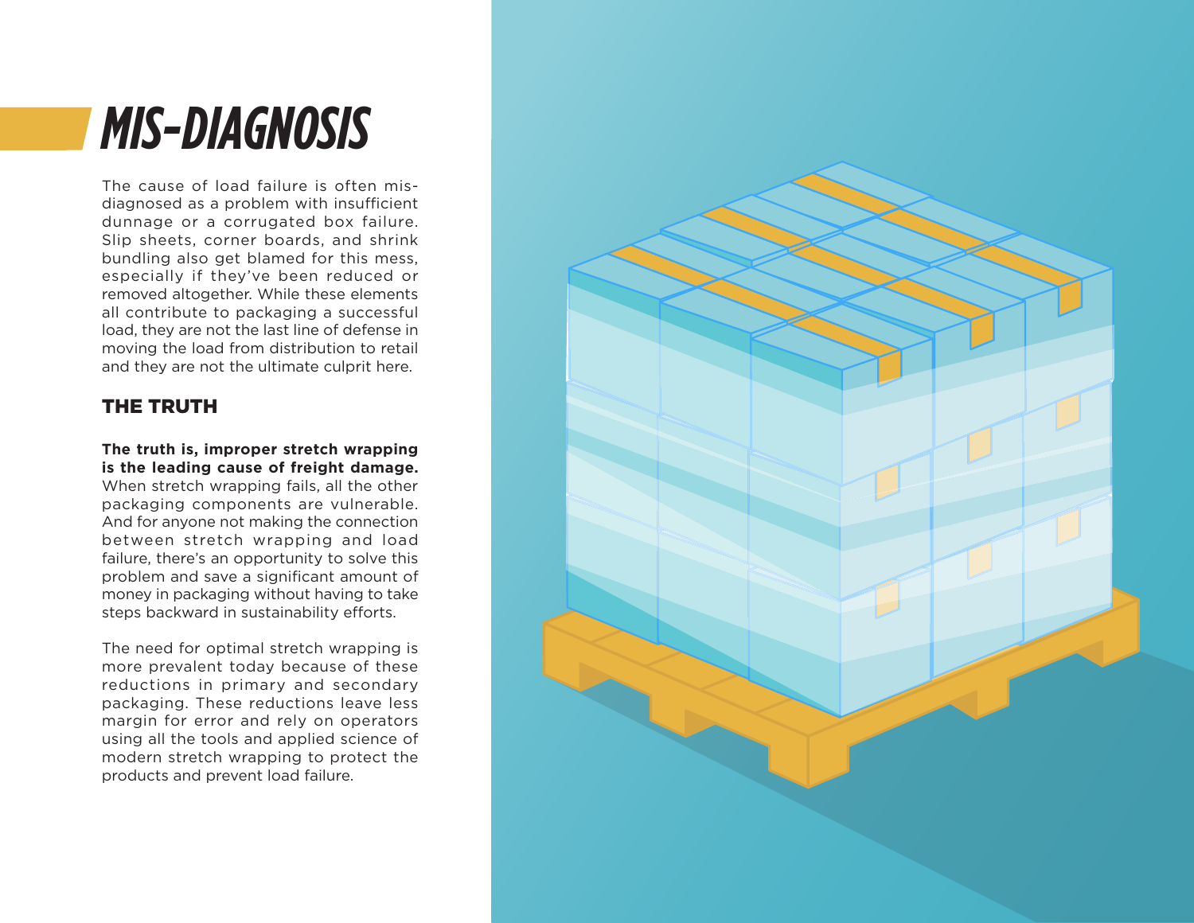# MIS-DIAGNOSIS

The cause of load failure is often misdiagnosed as a problem with insufficient dunnage or a corrugated box failure. Slip sheets, corner boards, and shrink bundling also get blamed for this mess, especially if they've been reduced or removed altogether. While these elements all contribute to packaging a successful load, they are not the last line of defense in moving the load from distribution to retail and they are not the ultimate culprit here.

## THE TRUTH

**The truth is, improper stretch wrapping is the leading cause of freight damage.** When stretch wrapping fails, all the other packaging components are vulnerable. And for anyone not making the connection between stretch wrapping and load failure, there's an opportunity to solve this problem and save a significant amount of money in packaging without having to take steps backward in sustainability efforts.

The need for optimal stretch wrapping is more prevalent today because of these reductions in primary and secondary packaging. These reductions leave less margin for error and rely on operators using all the tools and applied science of modern stretch wrapping to protect the products and prevent load failure.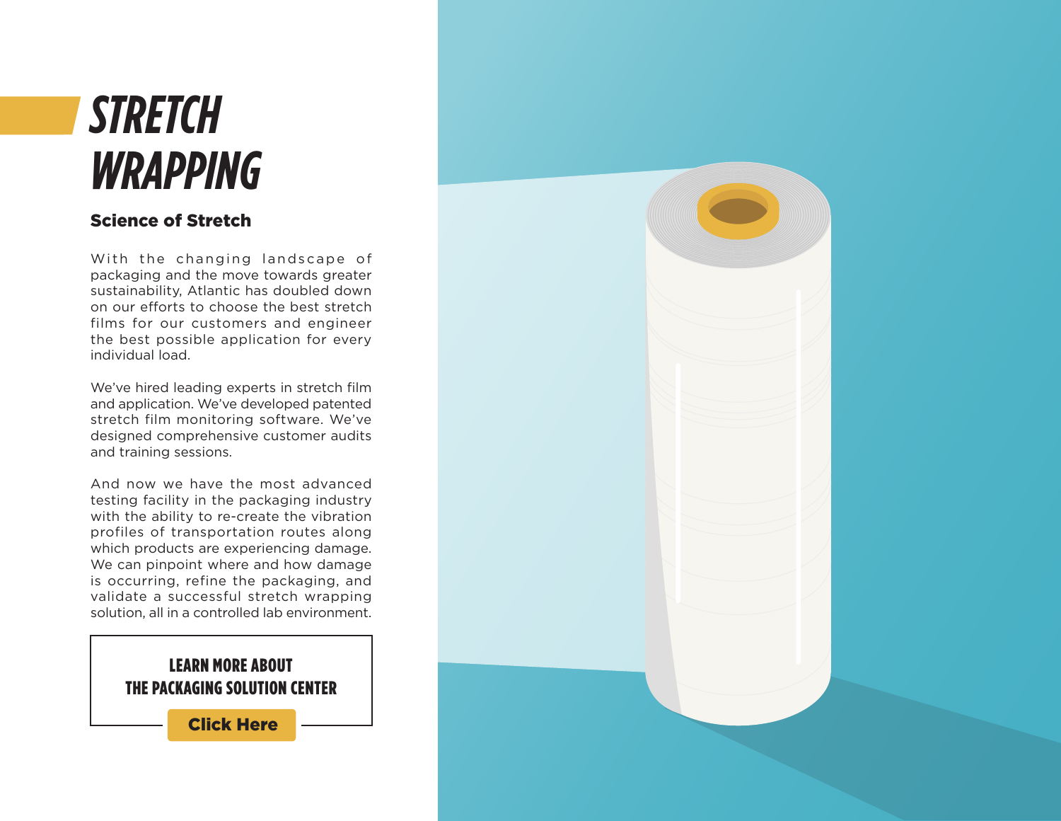# STRETCH WRAPPING

### Science of Stretch

With the changing landscape of packaging and the move towards greater sustainability, Atlantic has doubled down on our efforts to choose the best stretch films for our customers and engineer the best possible application for every individual load.

We've hired leading experts in stretch film and application. We've developed patented stretch film monitoring software. We've designed comprehensive customer audits and training sessions.

And now we have the most advanced testing facility in the packaging industry with the ability to re-create the vibration profiles of transportation routes along which products are experiencing damage. We can pinpoint where and how damage is occurring, refine the packaging, and validate a successful stretch wrapping solution, all in a controlled lab environment.

**LEARN MORE ABOUT THE PACKAGING SOLUTION CENTER**

**Click Here**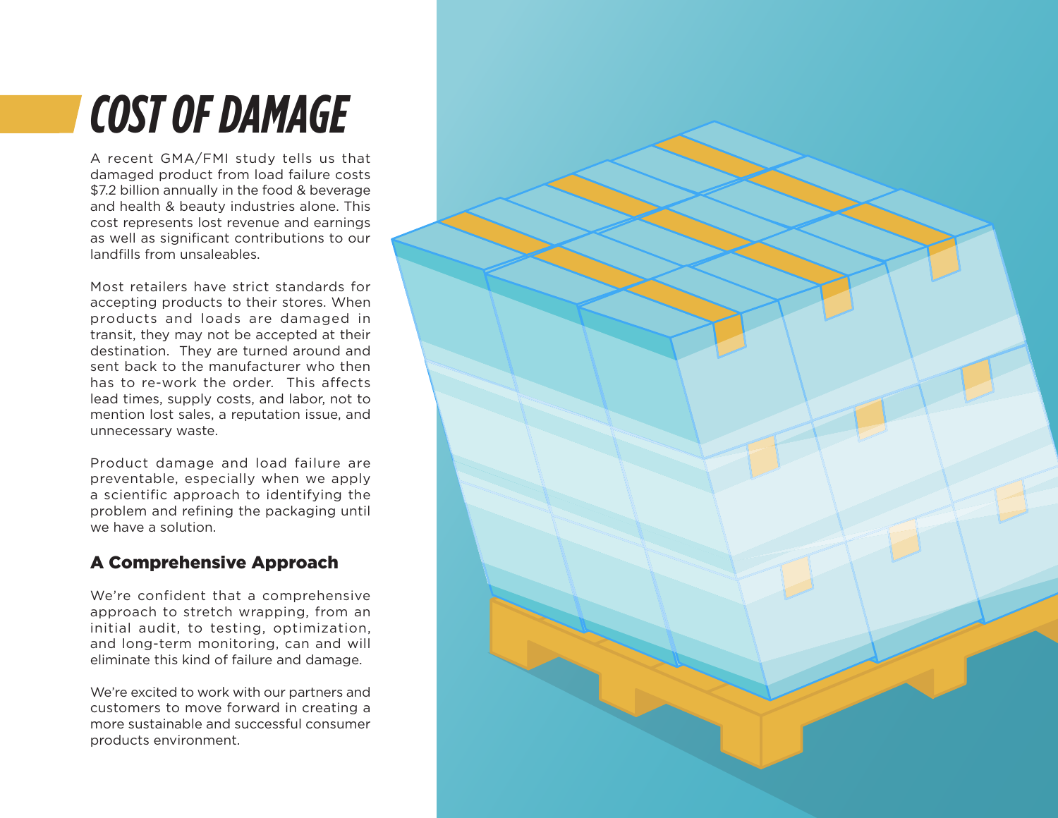# COST OF DAMAGE

A recent GMA/FMI study tells us that damaged product from load failure costs $7.2 billion annually in the food & beverage and health & beauty industries alone. This cost represents lost revenue and earnings as well as significant contributions to our landfills from unsaleables.

Most retailers have strict standards for accepting products to their stores. When products and loads are damaged in transit, they may not be accepted at their destination. They are turned around and sent back to the manufacturer who then has to re-work the order. This affects lead times, supply costs, and labor, not to mention lost sales, a reputation issue, and unnecessary waste.

Product damage and load failure are preventable, especially when we apply a scientific approach to identifying the problem and refining the packaging until we have a solution.

## A Comprehensive Approach

We're confident that a comprehensive approach to stretch wrapping, from an initial audit, to testing, optimization, and long-term monitoring, can and will eliminate this kind of failure and damage.

We're excited to work with our partners and customers to move forward in creating a more sustainable and successful consumer products environment.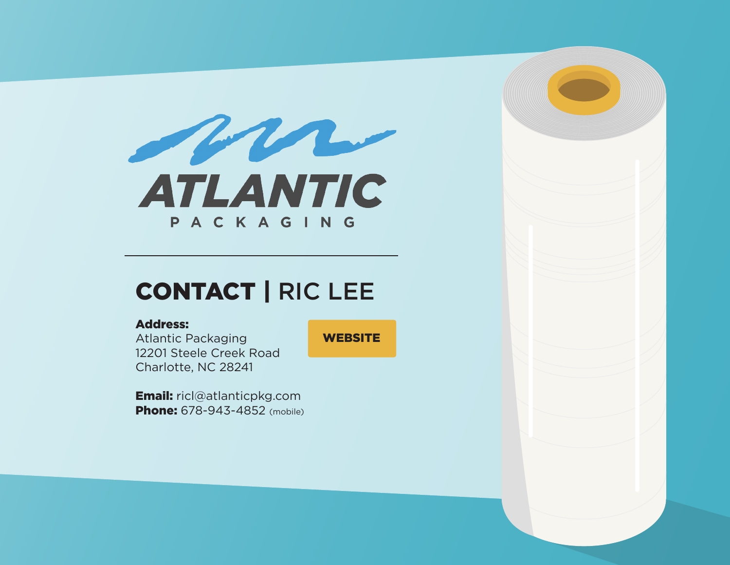ATLANTIC

PACKAGING

## CONTACT | RIC LEE

**Address:**
Atlantic Packaging
12201 Steele Creek Road
Charlotte, NC 28241

WEBSITE

**Email:** ricl@atlanticpkg.com
**Phone:** 678-943-4852 (mobile)